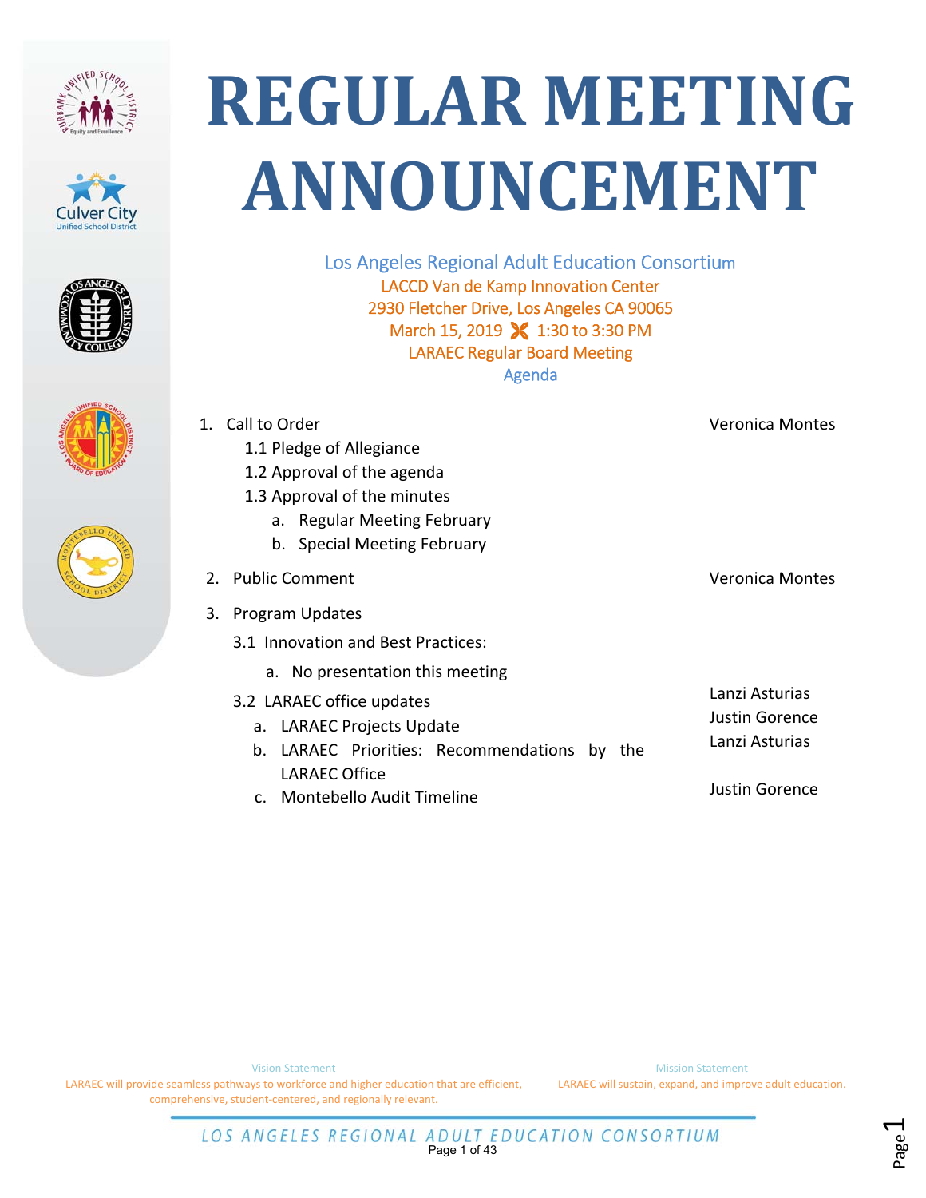# REGULAR MEETING ANNOUNCEMENT

Los Angeles Regional Adult Education Consortium
LACCD Van de Kamp Innovation Center
2930 Fletcher Drive, Los Angeles CA 90065
March 15, 2019 1:30 to 3:30 PM
LARAEC Regular Board Meeting
Agenda

1. Call to Order — Veronica Montes
   - 1.1 Pledge of Allegiance
   - 1.2 Approval of the agenda
   - 1.3 Approval of the minutes
     - a. Regular Meeting February
     - b. Special Meeting February
2. Public Comment — Veronica Montes
3. Program Updates
   - 3.1 Innovation and Best Practices:
     - a. No presentation this meeting
   - 3.2 LARAEC office updates — Lanzi Asturias
     - a. LARAEC Projects Update — Justin Gorence
     - b. LARAEC Priorities: Recommendations by the LARAEC Office — Lanzi Asturias
     - c. Montebello Audit Timeline — Justin Gorence

Vision Statement
LARAEC will provide seamless pathways to workforce and higher education that are efficient, comprehensive, student-centered, and regionally relevant.

Mission Statement
LARAEC will sustain, expand, and improve adult education.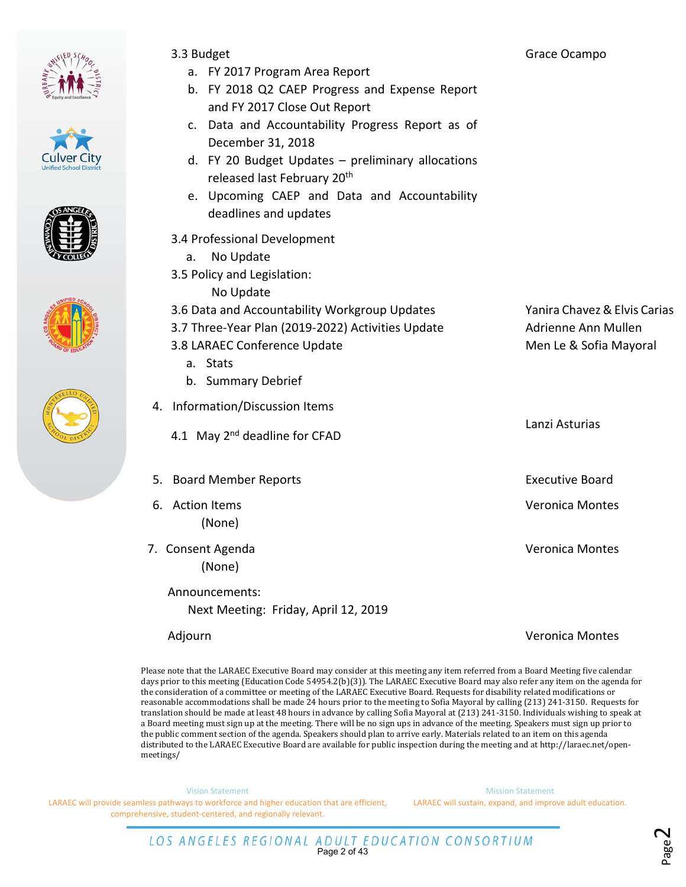3.3 Budget — Grace Ocampo

a. FY 2017 Program Area Report
b. FY 2018 Q2 CAEP Progress and Expense Report and FY 2017 Close Out Report
c. Data and Accountability Progress Report as of December 31, 2018
d. FY 20 Budget Updates – preliminary allocations released last February 20th
e. Upcoming CAEP and Data and Accountability deadlines and updates

3.4 Professional Development

a. No Update

3.5 Policy and Legislation:

No Update

3.6 Data and Accountability Workgroup Updates — Yanira Chavez & Elvis Carias

3.7 Three-Year Plan (2019-2022) Activities Update — Adrienne Ann Mullen

3.8 LARAEC Conference Update — Men Le & Sofia Mayoral

a. Stats
b. Summary Debrief

4. Information/Discussion Items

4.1 May 2nd deadline for CFAD — Lanzi Asturias

5. Board Member Reports — Executive Board

6. Action Items — Veronica Montes

(None)

7. Consent Agenda — Veronica Montes

(None)

Announcements:

Next Meeting: Friday, April 12, 2019

Adjourn — Veronica Montes

Please note that the LARAEC Executive Board may consider at this meeting any item referred from a Board Meeting five calendar days prior to this meeting (Education Code 54954.2(b)(3)). The LARAEC Executive Board may also refer any item on the agenda for the consideration of a committee or meeting of the LARAEC Executive Board. Requests for disability related modifications or reasonable accommodations shall be made 24 hours prior to the meeting to Sofia Mayoral by calling (213) 241-3150. Requests for translation should be made at least 48 hours in advance by calling Sofia Mayoral at (213) 241-3150. Individuals wishing to speak at a Board meeting must sign up at the meeting. There will be no sign ups in advance of the meeting. Speakers must sign up prior to the public comment section of the agenda. Speakers should plan to arrive early. Materials related to an item on this agenda distributed to the LARAEC Executive Board are available for public inspection during the meeting and at http://laraec.net/open-meetings/

Vision Statement

LARAEC will provide seamless pathways to workforce and higher education that are efficient, comprehensive, student-centered, and regionally relevant.

Mission Statement

LARAEC will sustain, expand, and improve adult education.